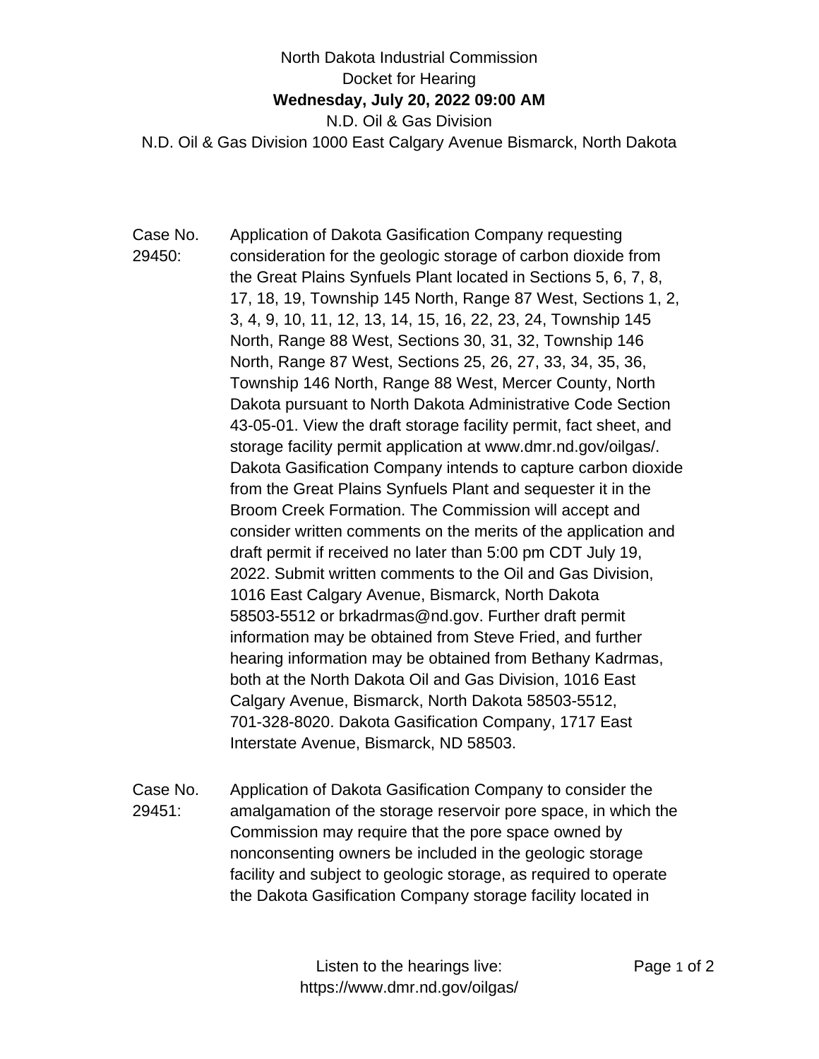North Dakota Industrial Commission

Docket for Hearing

**Wednesday, July 20, 2022 09:00 AM**

N.D. Oil & Gas Division

N.D. Oil & Gas Division 1000 East Calgary Avenue Bismarck, North Dakota

Case No. 29450: Application of Dakota Gasification Company requesting consideration for the geologic storage of carbon dioxide from the Great Plains Synfuels Plant located in Sections 5, 6, 7, 8, 17, 18, 19, Township 145 North, Range 87 West, Sections 1, 2, 3, 4, 9, 10, 11, 12, 13, 14, 15, 16, 22, 23, 24, Township 145 North, Range 88 West, Sections 30, 31, 32, Township 146 North, Range 87 West, Sections 25, 26, 27, 33, 34, 35, 36, Township 146 North, Range 88 West, Mercer County, North Dakota pursuant to North Dakota Administrative Code Section 43-05-01. View the draft storage facility permit, fact sheet, and storage facility permit application at www.dmr.nd.gov/oilgas/. Dakota Gasification Company intends to capture carbon dioxide from the Great Plains Synfuels Plant and sequester it in the Broom Creek Formation. The Commission will accept and consider written comments on the merits of the application and draft permit if received no later than 5:00 pm CDT July 19, 2022. Submit written comments to the Oil and Gas Division, 1016 East Calgary Avenue, Bismarck, North Dakota 58503-5512 or brkadrmas@nd.gov. Further draft permit information may be obtained from Steve Fried, and further hearing information may be obtained from Bethany Kadrmas, both at the North Dakota Oil and Gas Division, 1016 East Calgary Avenue, Bismarck, North Dakota 58503-5512, 701-328-8020. Dakota Gasification Company, 1717 East Interstate Avenue, Bismarck, ND 58503.

Case No. 29451: Application of Dakota Gasification Company to consider the amalgamation of the storage reservoir pore space, in which the Commission may require that the pore space owned by nonconsenting owners be included in the geologic storage facility and subject to geologic storage, as required to operate the Dakota Gasification Company storage facility located in

Listen to the hearings live: https://www.dmr.nd.gov/oilgas/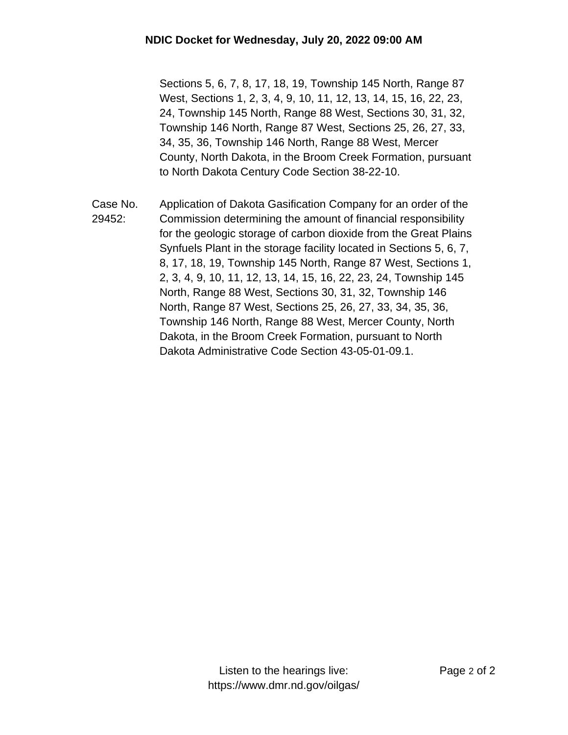Sections 5, 6, 7, 8, 17, 18, 19, Township 145 North, Range 87 West, Sections 1, 2, 3, 4, 9, 10, 11, 12, 13, 14, 15, 16, 22, 23, 24, Township 145 North, Range 88 West, Sections 30, 31, 32, Township 146 North, Range 87 West, Sections 25, 26, 27, 33, 34, 35, 36, Township 146 North, Range 88 West, Mercer County, North Dakota, in the Broom Creek Formation, pursuant to North Dakota Century Code Section 38-22-10.

Case No. 29452: Application of Dakota Gasification Company for an order of the Commission determining the amount of financial responsibility for the geologic storage of carbon dioxide from the Great Plains Synfuels Plant in the storage facility located in Sections 5, 6, 7, 8, 17, 18, 19, Township 145 North, Range 87 West, Sections 1, 2, 3, 4, 9, 10, 11, 12, 13, 14, 15, 16, 22, 23, 24, Township 145 North, Range 88 West, Sections 30, 31, 32, Township 146 North, Range 87 West, Sections 25, 26, 27, 33, 34, 35, 36, Township 146 North, Range 88 West, Mercer County, North Dakota, in the Broom Creek Formation, pursuant to North Dakota Administrative Code Section 43-05-01-09.1.

Listen to the hearings live:
https://www.dmr.nd.gov/oilgas/